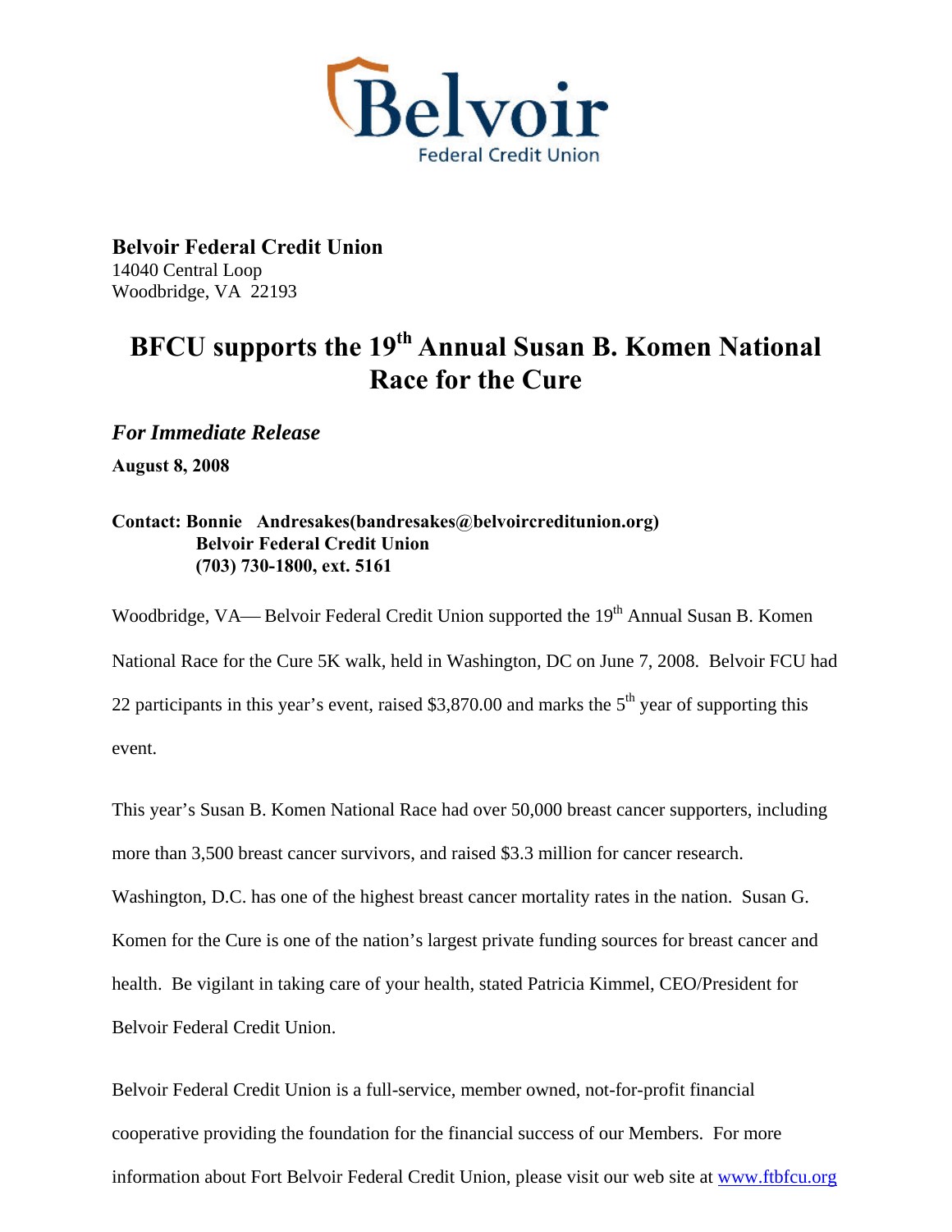Belvoir Federal Credit Union

**Belvoir Federal Credit Union**
14040 Central Loop
Woodbridge, VA 22193

# BFCU supports the 19th Annual Susan B. Komen National Race for the Cure

***For Immediate Release***

**August 8, 2008**

**Contact: Bonnie Andresakes(bandresakes@belvoircreditunion.org)**
**Belvoir Federal Credit Union**
**(703) 730-1800, ext. 5161**

Woodbridge, VA— Belvoir Federal Credit Union supported the 19th Annual Susan B. Komen National Race for the Cure 5K walk, held in Washington, DC on June 7, 2008. Belvoir FCU had 22 participants in this year's event, raised $3,870.00 and marks the 5th year of supporting this event.

This year's Susan B. Komen National Race had over 50,000 breast cancer supporters, including more than 3,500 breast cancer survivors, and raised $3.3 million for cancer research. Washington, D.C. has one of the highest breast cancer mortality rates in the nation. Susan G. Komen for the Cure is one of the nation's largest private funding sources for breast cancer and health. Be vigilant in taking care of your health, stated Patricia Kimmel, CEO/President for Belvoir Federal Credit Union.

Belvoir Federal Credit Union is a full-service, member owned, not-for-profit financial cooperative providing the foundation for the financial success of our Members. For more information about Fort Belvoir Federal Credit Union, please visit our web site at [www.ftbfcu.org](http://www.ftbfcu.org)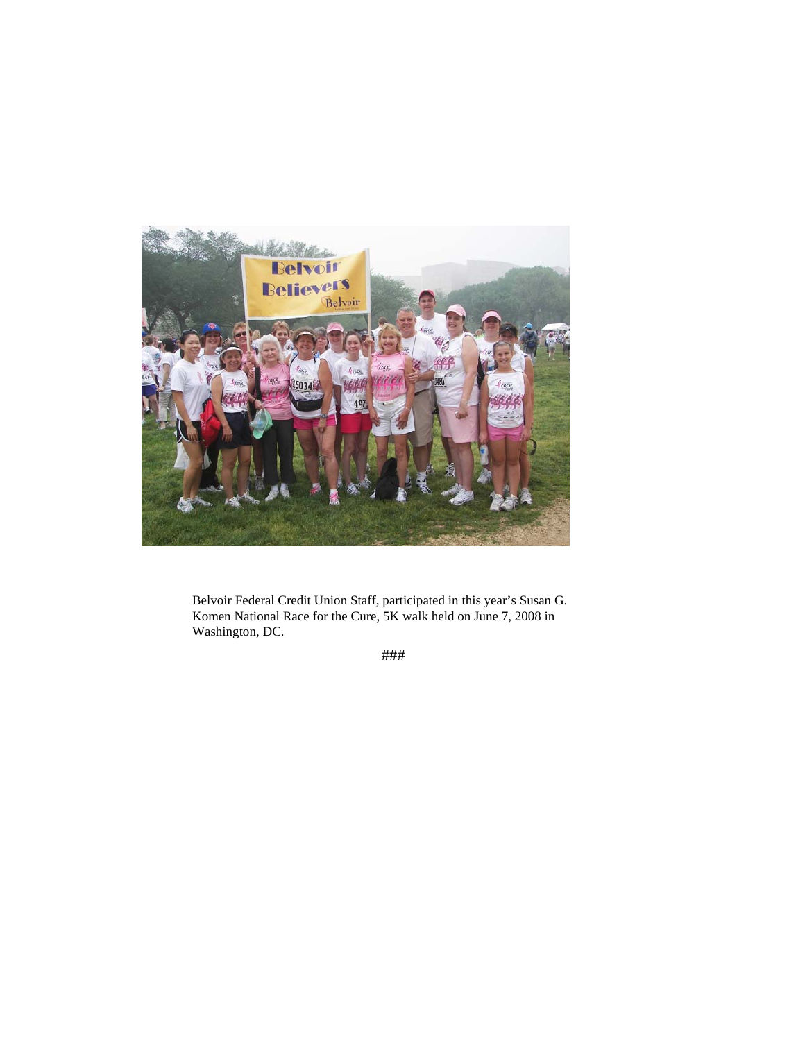Belvoir Federal Credit Union Staff, participated in this year's Susan G. Komen National Race for the Cure, 5K walk held on June 7, 2008 in Washington, DC.

###